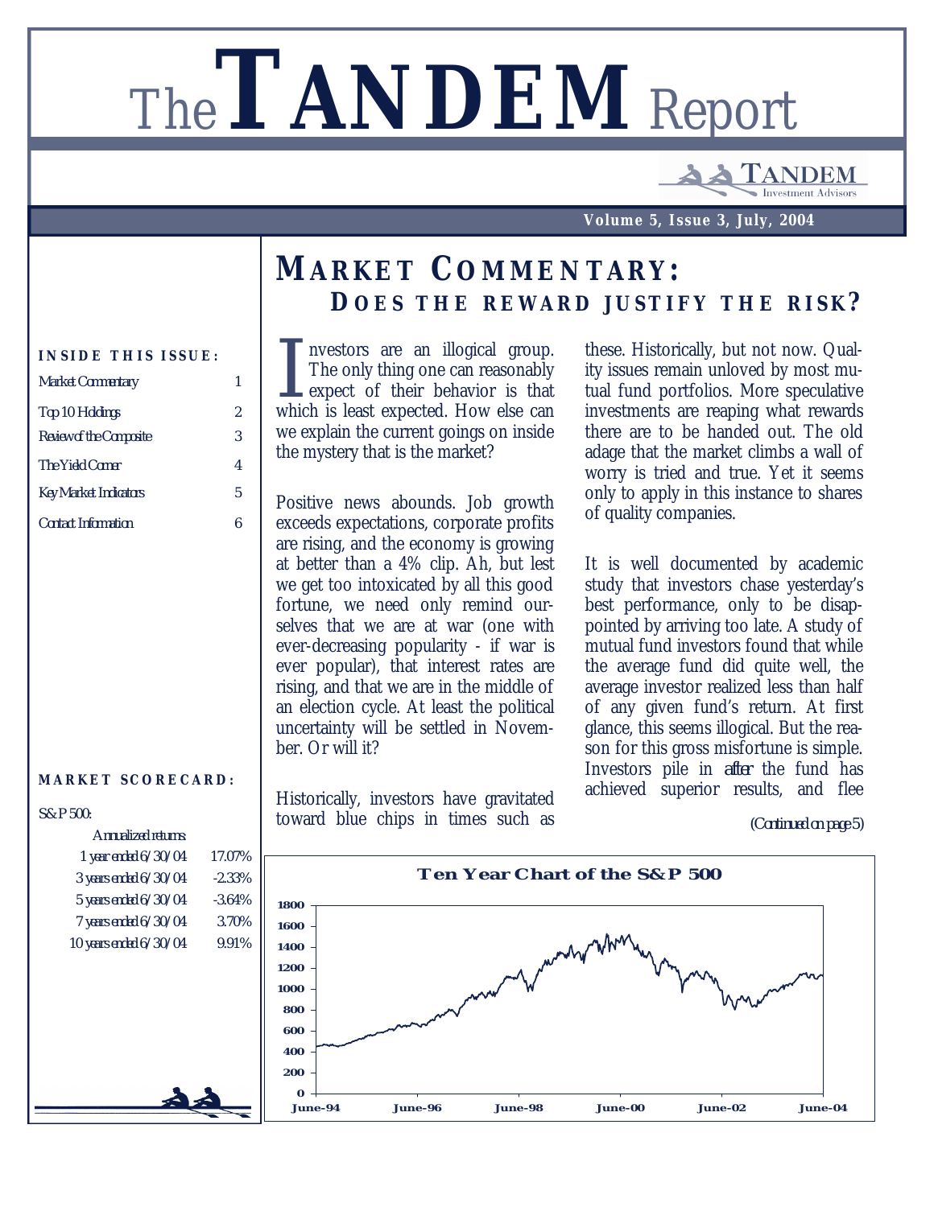# The TANDEM Report

Volume 5, Issue 3, July, 2004

**INSIDE THIS ISSUE:**

| | |
|---|---|
| Market Commentary | 1 |
| Top 10 Holdings | 2 |
| Review of the Composite | 3 |
| The Yield Corner | 4 |
| Key Market Indicators | 5 |
| Contact Information | 6 |

**MARKET SCORECARD:**

S&P 500:

| Annualized returns: | |
|---|---|
| 1 year ended 6/30/04 | 17.07% |
| 3 years ended 6/30/04 | -2.33% |
| 5 years ended 6/30/04 | -3.64% |
| 7 years ended 6/30/04 | 3.70% |
| 10 years ended 6/30/04 | 9.91% |

## MARKET COMMENTARY:

### DOES THE REWARD JUSTIFY THE RISK?

Investors are an illogical group. The only thing one can reasonably expect of their behavior is that which is least expected. How else can we explain the current goings on inside the mystery that is the market?

Positive news abounds. Job growth exceeds expectations, corporate profits are rising, and the economy is growing at better than a 4% clip. Ah, but lest we get too intoxicated by all this good fortune, we need only remind ourselves that we are at war (one with ever-decreasing popularity - if war is ever popular), that interest rates are rising, and that we are in the middle of an election cycle. At least the political uncertainty will be settled in November. Or will it?

Historically, investors have gravitated toward blue chips in times such as these. Historically, but not now. Quality issues remain unloved by most mutual fund portfolios. More speculative investments are reaping what rewards there are to be handed out. The old adage that the market climbs a wall of worry is tried and true. Yet it seems only to apply in this instance to shares of quality companies.

It is well documented by academic study that investors chase yesterday's best performance, only to be disappointed by arriving too late. A study of mutual fund investors found that while the average fund did quite well, the average investor realized less than half of any given fund's return. At first glance, this seems illogical. But the reason for this gross misfortune is simple. Investors pile in *after* the fund has achieved superior results, and flee

*(Continued on page 5)*

**Ten Year Chart of the S&P 500**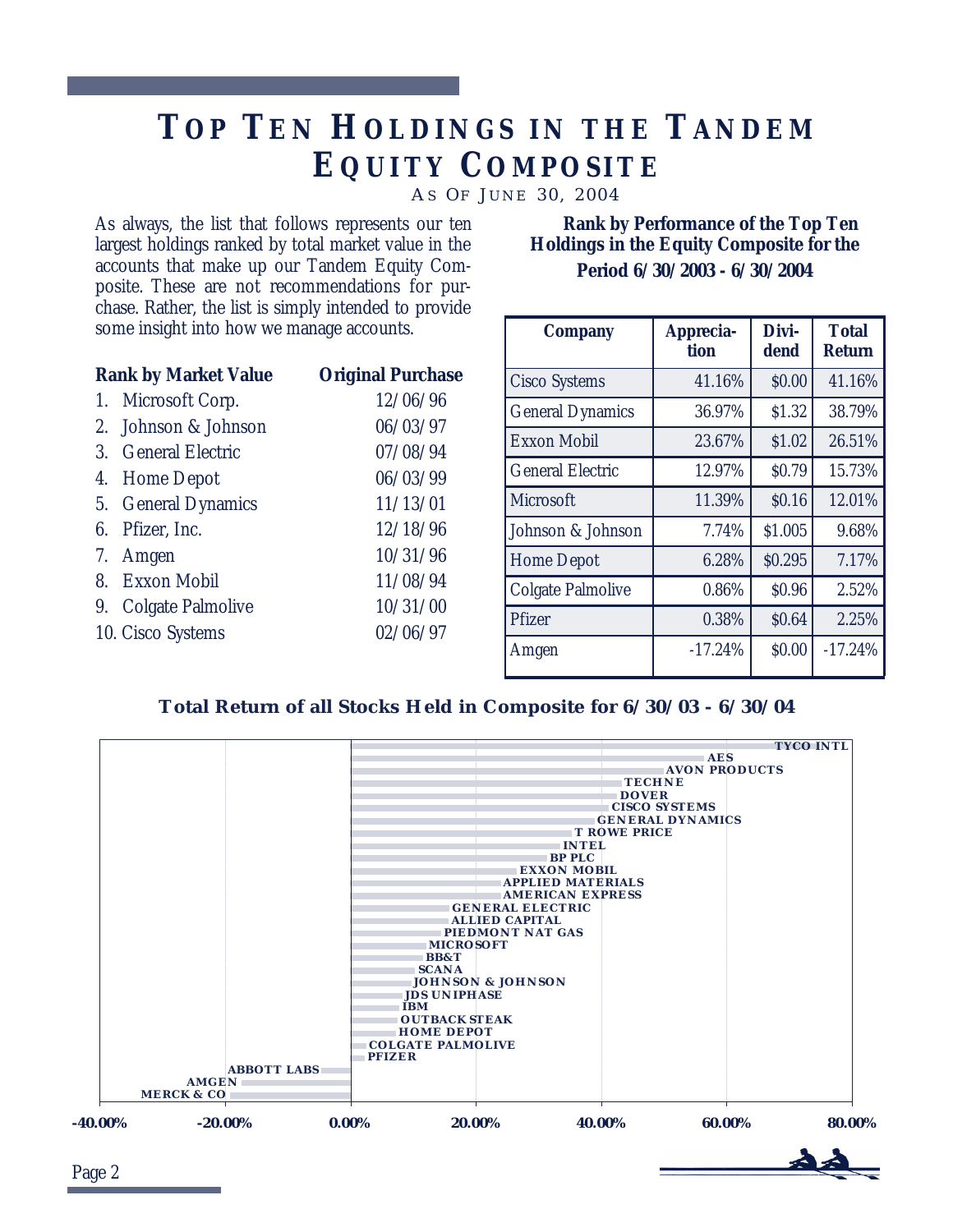# Top Ten Holdings in the Tandem Equity Composite

As of June 30, 2004

As always, the list that follows represents our ten largest holdings ranked by total market value in the accounts that make up our Tandem Equity Composite. These are not recommendations for purchase. Rather, the list is simply intended to provide some insight into how we manage accounts.

| Rank by Market Value | Original Purchase |
|---|---|
| 1. Microsoft Corp. | 12/06/96 |
| 2. Johnson & Johnson | 06/03/97 |
| 3. General Electric | 07/08/94 |
| 4. Home Depot | 06/03/99 |
| 5. General Dynamics | 11/13/01 |
| 6. Pfizer, Inc. | 12/18/96 |
| 7. Amgen | 10/31/96 |
| 8. Exxon Mobil | 11/08/94 |
| 9. Colgate Palmolive | 10/31/00 |
| 10. Cisco Systems | 02/06/97 |

**Rank by Performance of the Top Ten Holdings in the Equity Composite for the Period 6/30/2003 - 6/30/2004**

| Company | Appreciation | Dividend | Total Return |
|---|---|---|---|
| Cisco Systems | 41.16% | $0.00 | 41.16% |
| General Dynamics | 36.97% | $1.32 | 38.79% |
| Exxon Mobil | 23.67% | $1.02 | 26.51% |
| General Electric | 12.97% | $0.79 | 15.73% |
| Microsoft | 11.39% | $0.16 | 12.01% |
| Johnson & Johnson | 7.74% | $1.005 | 9.68% |
| Home Depot | 6.28% | $0.295 | 7.17% |
| Colgate Palmolive | 0.86% | $0.96 | 2.52% |
| Pfizer | 0.38% | $0.64 | 2.25% |
| Amgen | -17.24% | $0.00 | -17.24% |

**Total Return of all Stocks Held in Composite for 6/30/03 - 6/30/04**

TYCO INTL, AES, AVON PRODUCTS, TECHNE, DOVER, CISCO SYSTEMS, GENERAL DYNAMICS, T ROWE PRICE, INTEL, BP PLC, EXXON MOBIL, APPLIED MATERIALS, AMERICAN EXPRESS, GENERAL ELECTRIC, ALLIED CAPITAL, PIEDMONT NAT GAS, MICROSOFT, BB&T, SCANA, JOHNSON & JOHNSON, JDS UNIPHASE, IBM, OUTBACK STEAK, HOME DEPOT, COLGATE PALMOLIVE, PFIZER, ABBOTT LABS, AMGEN, MERCK & CO

-40.00% -20.00% 0.00% 20.00% 40.00% 60.00% 80.00%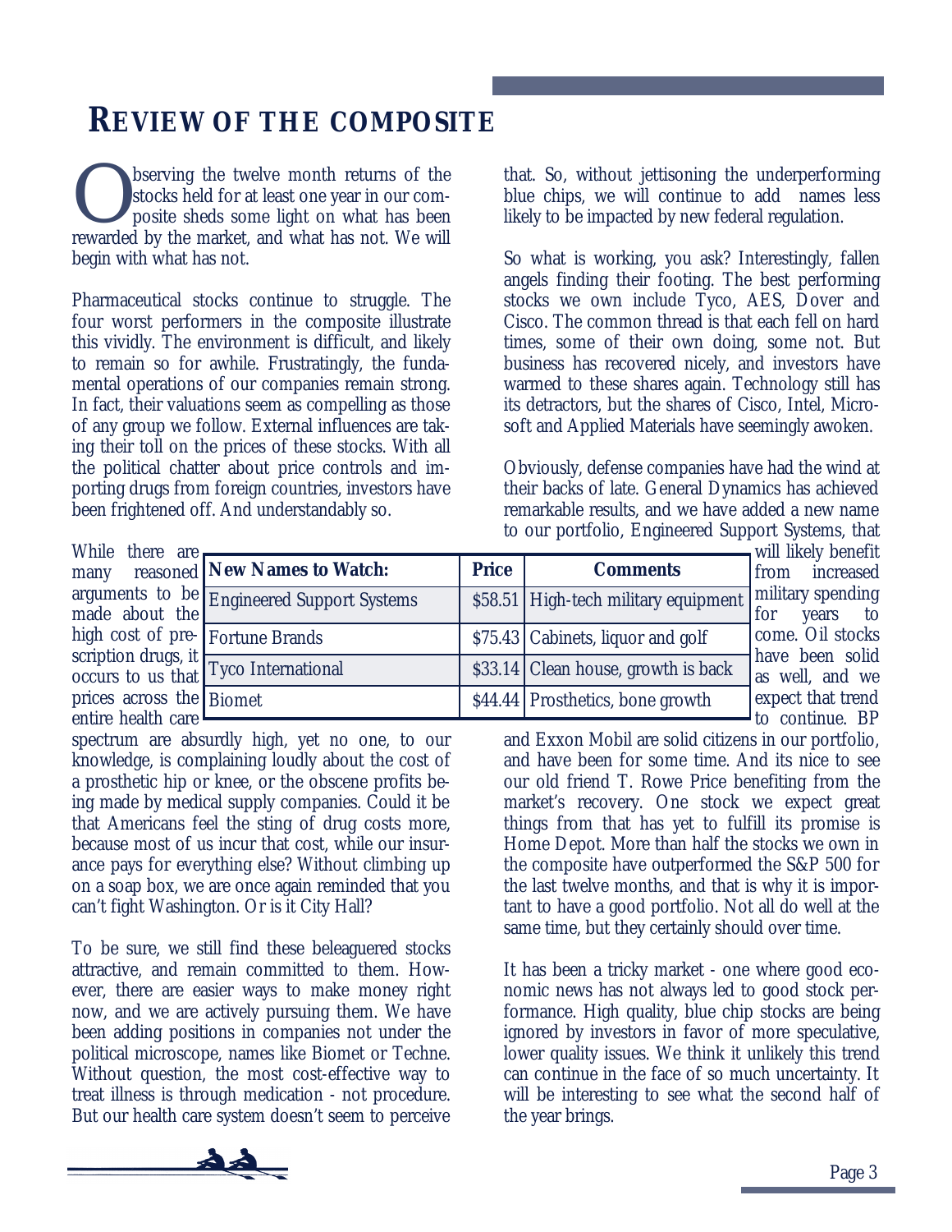# REVIEW OF THE COMPOSITE

Observing the twelve month returns of the stocks held for at least one year in our composite sheds some light on what has been rewarded by the market, and what has not. We will begin with what has not.

Pharmaceutical stocks continue to struggle. The four worst performers in the composite illustrate this vividly. The environment is difficult, and likely to remain so for awhile. Frustratingly, the fundamental operations of our companies remain strong. In fact, their valuations seem as compelling as those of any group we follow. External influences are taking their toll on the prices of these stocks. With all the political chatter about price controls and importing drugs from foreign countries, investors have been frightened off. And understandably so.

While there are many reasoned arguments to be made about the high cost of prescription drugs, it occurs to us that prices across the entire health care spectrum are absurdly high, yet no one, to our knowledge, is complaining loudly about the cost of a prosthetic hip or knee, or the obscene profits being made by medical supply companies. Could it be that Americans feel the sting of drug costs more, because most of us incur that cost, while our insurance pays for everything else? Without climbing up on a soap box, we are once again reminded that you can't fight Washington. Or is it City Hall?

To be sure, we still find these beleaguered stocks attractive, and remain committed to them. However, there are easier ways to make money right now, and we are actively pursuing them. We have been adding positions in companies not under the political microscope, names like Biomet or Techne. Without question, the most cost-effective way to treat illness is through medication - not procedure. But our health care system doesn't seem to perceive that. So, without jettisoning the underperforming blue chips, we will continue to add names less likely to be impacted by new federal regulation.

So what is working, you ask? Interestingly, fallen angels finding their footing. The best performing stocks we own include Tyco, AES, Dover and Cisco. The common thread is that each fell on hard times, some of their own doing, some not. But business has recovered nicely, and investors have warmed to these shares again. Technology still has its detractors, but the shares of Cisco, Intel, Microsoft and Applied Materials have seemingly awoken.

Obviously, defense companies have had the wind at their backs of late. General Dynamics has achieved remarkable results, and we have added a new name to our portfolio, Engineered Support Systems, that will likely benefit from increased military spending for years to come. Oil stocks have been solid as well, and we expect that trend to continue. BP and Exxon Mobil are solid citizens in our portfolio, and have been for some time. And its nice to see our old friend T. Rowe Price benefiting from the market's recovery. One stock we expect great things from that has yet to fulfill its promise is Home Depot. More than half the stocks we own in the composite have outperformed the S&P 500 for the last twelve months, and that is why it is important to have a good portfolio. Not all do well at the same time, but they certainly should over time.

| New Names to Watch: | Price | Comments |
|---|---|---|
| Engineered Support Systems | $58.51 | High-tech military equipment |
| Fortune Brands | $75.43 | Cabinets, liquor and golf |
| Tyco International | $33.14 | Clean house, growth is back |
| Biomet | $44.44 | Prosthetics, bone growth |

It has been a tricky market - one where good economic news has not always led to good stock performance. High quality, blue chip stocks are being ignored by investors in favor of more speculative, lower quality issues. We think it unlikely this trend can continue in the face of so much uncertainty. It will be interesting to see what the second half of the year brings.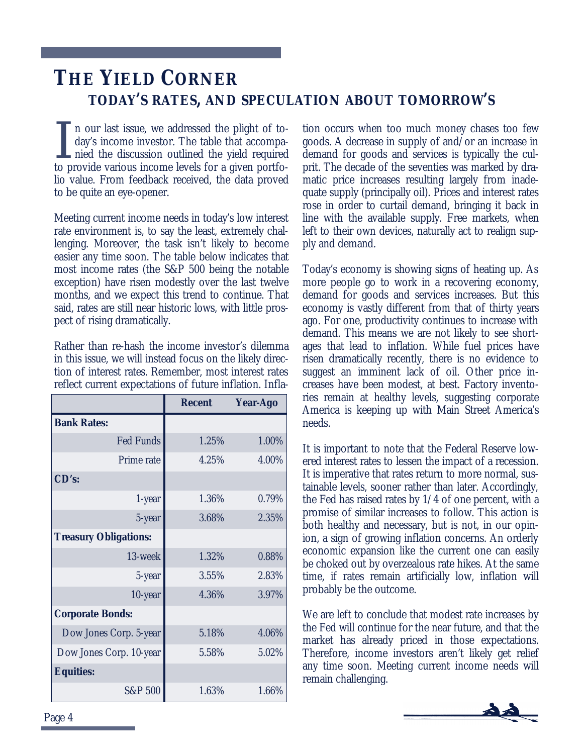# THE YIELD CORNER

## TODAY'S RATES, AND SPECULATION ABOUT TOMORROW'S

In our last issue, we addressed the plight of today's income investor. The table that accompanied the discussion outlined the yield required to provide various income levels for a given portfolio value. From feedback received, the data proved to be quite an eye-opener.

Meeting current income needs in today's low interest rate environment is, to say the least, extremely challenging. Moreover, the task isn't likely to become easier any time soon. The table below indicates that most income rates (the S&P 500 being the notable exception) have risen modestly over the last twelve months, and we expect this trend to continue. That said, rates are still near historic lows, with little prospect of rising dramatically.

Rather than re-hash the income investor's dilemma in this issue, we will instead focus on the likely direction of interest rates. Remember, most interest rates reflect current expectations of future inflation. Inflation occurs when too much money chases too few goods. A decrease in supply of and/or an increase in demand for goods and services is typically the culprit. The decade of the seventies was marked by dramatic price increases resulting largely from inadequate supply (principally oil). Prices and interest rates rose in order to curtail demand, bringing it back in line with the available supply. Free markets, when left to their own devices, naturally act to realign supply and demand.

| | Recent | Year-Ago |
|---|---|---|
| **Bank Rates:** | | |
| Fed Funds | 1.25% | 1.00% |
| Prime rate | 4.25% | 4.00% |
| **CD's:** | | |
| 1-year | 1.36% | 0.79% |
| 5-year | 3.68% | 2.35% |
| **Treasury Obligations:** | | |
| 13-week | 1.32% | 0.88% |
| 5-year | 3.55% | 2.83% |
| 10-year | 4.36% | 3.97% |
| **Corporate Bonds:** | | |
| Dow Jones Corp. 5-year | 5.18% | 4.06% |
| Dow Jones Corp. 10-year | 5.58% | 5.02% |
| **Equities:** | | |
| S&P 500 | 1.63% | 1.66% |

Today's economy is showing signs of heating up. As more people go to work in a recovering economy, demand for goods and services increases. But this economy is vastly different from that of thirty years ago. For one, productivity continues to increase with demand. This means we are not likely to see shortages that lead to inflation. While fuel prices have risen dramatically recently, there is no evidence to suggest an imminent lack of oil. Other price increases have been modest, at best. Factory inventories remain at healthy levels, suggesting corporate America is keeping up with Main Street America's needs.

It is important to note that the Federal Reserve lowered interest rates to lessen the impact of a recession. It is imperative that rates return to more normal, sustainable levels, sooner rather than later. Accordingly, the Fed has raised rates by 1/4 of one percent, with a promise of similar increases to follow. This action is both healthy and necessary, but is not, in our opinion, a sign of growing inflation concerns. An orderly economic expansion like the current one can easily be choked out by overzealous rate hikes. At the same time, if rates remain artificially low, inflation will probably be the outcome.

We are left to conclude that modest rate increases by the Fed will continue for the near future, and that the market has already priced in those expectations. Therefore, income investors aren't likely get relief any time soon. Meeting current income needs will remain challenging.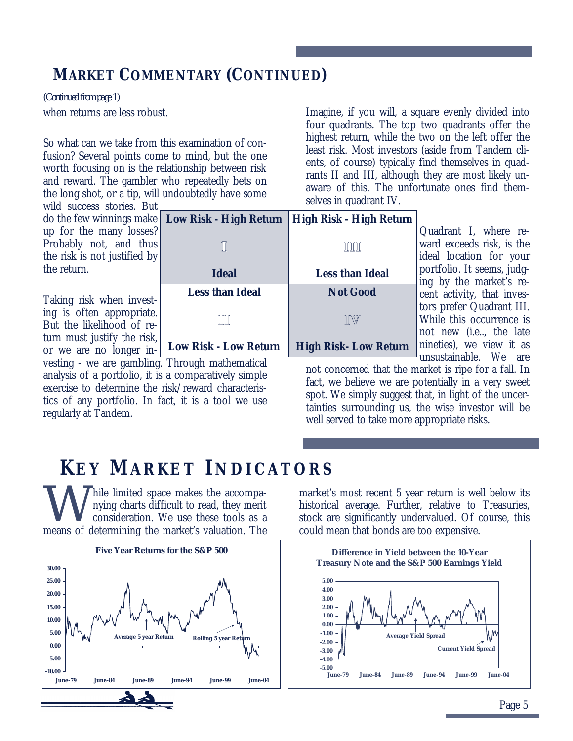## MARKET COMMENTARY (CONTINUED)

*(Continued from page 1)*

when returns are less robust.

So what can we take from this examination of confusion? Several points come to mind, but the one worth focusing on is the relationship between risk and reward. The gambler who repeatedly bets on the long shot, or a tip, will undoubtedly have some wild success stories. But do the few winnings make up for the many losses? Probably not, and thus the risk is not justified by the return.

Taking risk when investing is often appropriate. But the likelihood of return must justify the risk, or we are no longer investing - we are gambling. Through mathematical analysis of a portfolio, it is a comparatively simple exercise to determine the risk/reward characteristics of any portfolio. In fact, it is a tool we use regularly at Tandem.

Imagine, if you will, a square evenly divided into four quadrants. The top two quadrants offer the highest return, while the two on the left offer the least risk. Most investors (aside from Tandem clients, of course) typically find themselves in quadrants II and III, although they are most likely unaware of this. The unfortunate ones find themselves in quadrant IV.

| Low Risk - High Return | High Risk - High Return |
|---|---|
| I | III |
| Ideal | Less than Ideal |
| Less than Ideal | Not Good |
| II | IV |
| Low Risk - Low Return | High Risk- Low Return |

Quadrant I, where reward exceeds risk, is the ideal location for your portfolio. It seems, judging by the market's recent activity, that investors prefer Quadrant III. While this occurrence is not new (i.e.., the late nineties), we view it as unsustainable. We are not concerned that the market is ripe for a fall. In fact, we believe we are potentially in a very sweet spot. We simply suggest that, in light of the uncertainties surrounding us, the wise investor will be well served to take more appropriate risks.

# KEY MARKET INDICATORS

While limited space makes the accompanying charts difficult to read, they merit consideration. We use these tools as a means of determining the market's valuation. The market's most recent 5 year return is well below its historical average. Further, relative to Treasuries, stock are significantly undervalued. Of course, this could mean that bonds are too expensive.

**Five Year Returns for the S&P 500**

(Chart labels: Average 5 year Return; Rolling 5 year Return; y-axis -10.00 to 30.00; x-axis June-79, June-84, June-89, June-94, June-99, June-04)

**Difference in Yield between the 10-Year Treasury Note and the S&P 500 Earnings Yield**

(Chart labels: Average Yield Spread; Current Yield Spread; y-axis -5.00 to 5.00; x-axis June-79, June-84, June-89, June-94, June-99, June-04)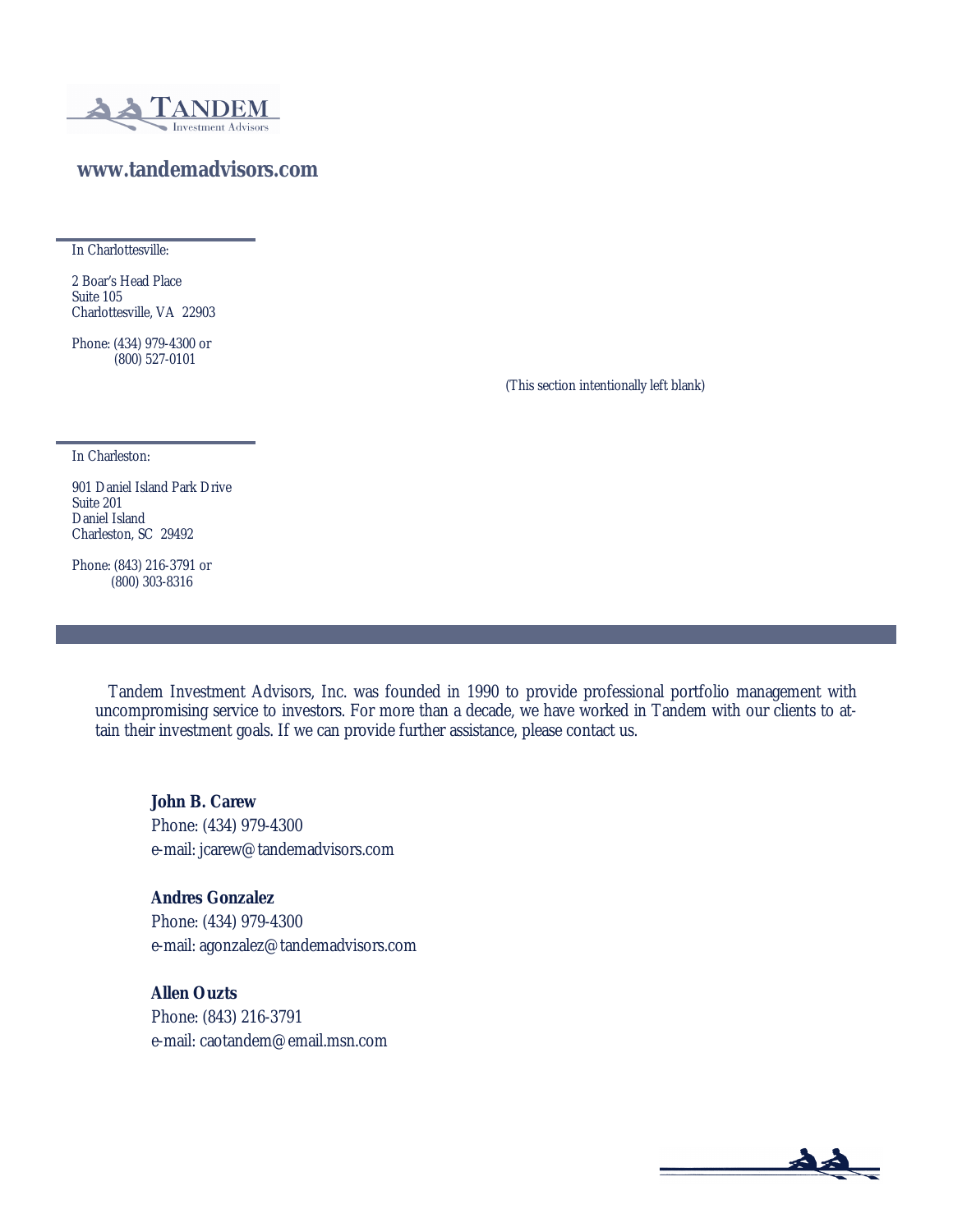TANDEM
Investment Advisors

**www.tandemadvisors.com**

In Charlottesville:

2 Boar's Head Place
Suite 105
Charlottesville, VA 22903

Phone: (434) 979-4300 or
(800) 527-0101

(This section intentionally left blank)

In Charleston:

901 Daniel Island Park Drive
Suite 201
Daniel Island
Charleston, SC 29492

Phone: (843) 216-3791 or
(800) 303-8316

Tandem Investment Advisors, Inc. was founded in 1990 to provide professional portfolio management with uncompromising service to investors. For more than a decade, we have worked in Tandem with our clients to attain their investment goals. If we can provide further assistance, please contact us.

**John B. Carew**
Phone: (434) 979-4300
e-mail: jcarew@tandemadvisors.com

**Andres Gonzalez**
Phone: (434) 979-4300
e-mail: agonzalez@tandemadvisors.com

**Allen Ouzts**
Phone: (843) 216-3791
e-mail: caotandem@email.msn.com